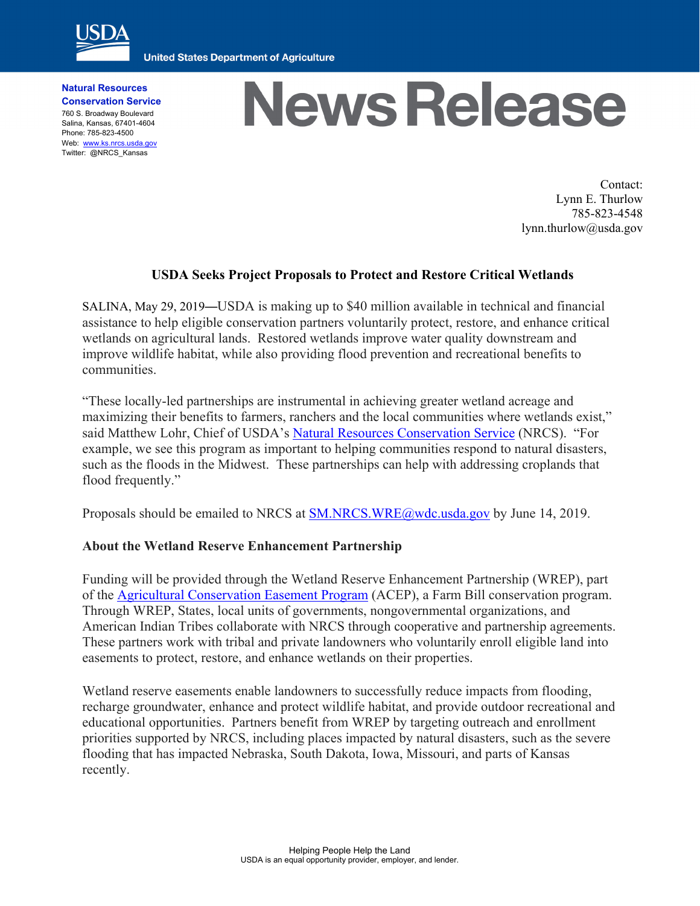**United States Department of Agriculture**

**Natural Resources Conservation Service**
760 S. Broadway Boulevard
Salina, Kansas, 67401-4604
Phone: 785-823-4500
Web: [www.ks.nrcs.usda.gov](http://www.ks.nrcs.usda.gov)
Twitter: @NRCS_Kansas

# News Release

Contact:
Lynn E. Thurlow
785-823-4548
lynn.thurlow@usda.gov

## USDA Seeks Project Proposals to Protect and Restore Critical Wetlands

SALINA, May 29, 2019—USDA is making up to $40 million available in technical and financial assistance to help eligible conservation partners voluntarily protect, restore, and enhance critical wetlands on agricultural lands. Restored wetlands improve water quality downstream and improve wildlife habitat, while also providing flood prevention and recreational benefits to communities.

"These locally-led partnerships are instrumental in achieving greater wetland acreage and maximizing their benefits to farmers, ranchers and the local communities where wetlands exist," said Matthew Lohr, Chief of USDA's Natural Resources Conservation Service (NRCS). "For example, we see this program as important to helping communities respond to natural disasters, such as the floods in the Midwest. These partnerships can help with addressing croplands that flood frequently."

Proposals should be emailed to NRCS at SM.NRCS.WRE@wdc.usda.gov by June 14, 2019.

### About the Wetland Reserve Enhancement Partnership

Funding will be provided through the Wetland Reserve Enhancement Partnership (WREP), part of the Agricultural Conservation Easement Program (ACEP), a Farm Bill conservation program. Through WREP, States, local units of governments, nongovernmental organizations, and American Indian Tribes collaborate with NRCS through cooperative and partnership agreements. These partners work with tribal and private landowners who voluntarily enroll eligible land into easements to protect, restore, and enhance wetlands on their properties.

Wetland reserve easements enable landowners to successfully reduce impacts from flooding, recharge groundwater, enhance and protect wildlife habitat, and provide outdoor recreational and educational opportunities. Partners benefit from WREP by targeting outreach and enrollment priorities supported by NRCS, including places impacted by natural disasters, such as the severe flooding that has impacted Nebraska, South Dakota, Iowa, Missouri, and parts of Kansas recently.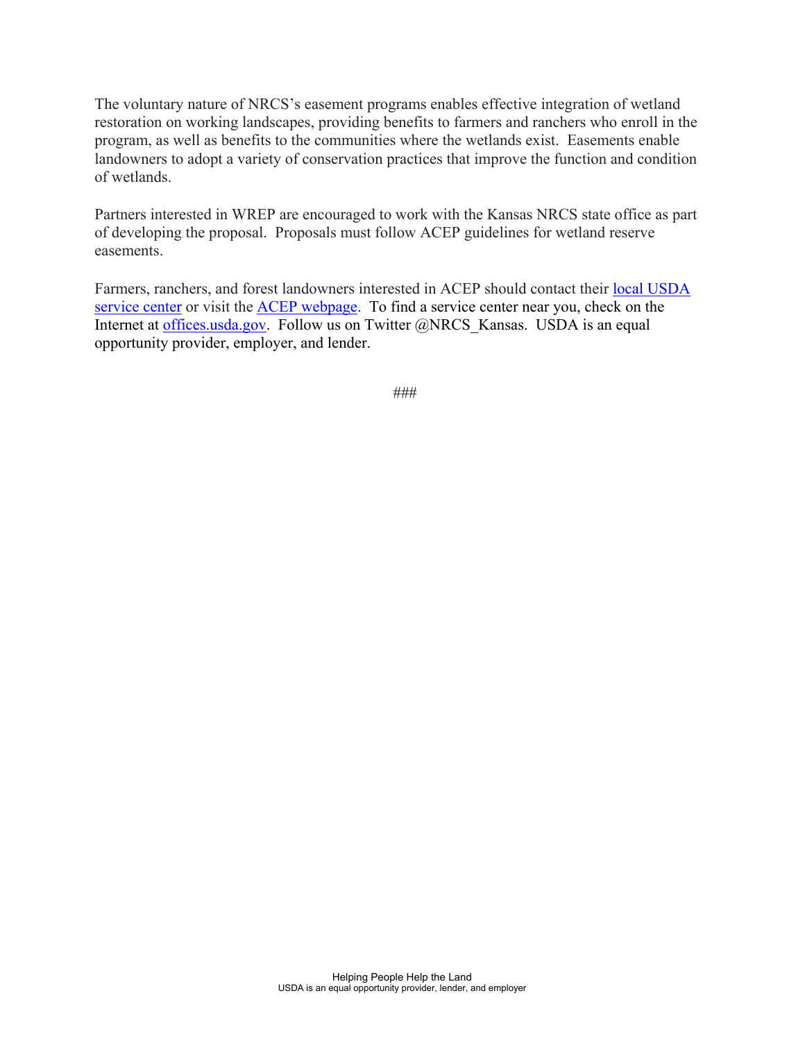The voluntary nature of NRCS's easement programs enables effective integration of wetland restoration on working landscapes, providing benefits to farmers and ranchers who enroll in the program, as well as benefits to the communities where the wetlands exist. Easements enable landowners to adopt a variety of conservation practices that improve the function and condition of wetlands.

Partners interested in WREP are encouraged to work with the Kansas NRCS state office as part of developing the proposal. Proposals must follow ACEP guidelines for wetland reserve easements.

Farmers, ranchers, and forest landowners interested in ACEP should contact their local USDA service center or visit the ACEP webpage. To find a service center near you, check on the Internet at offices.usda.gov. Follow us on Twitter @NRCS_Kansas. USDA is an equal opportunity provider, employer, and lender.

###

Helping People Help the Land
USDA is an equal opportunity provider, lender, and employer